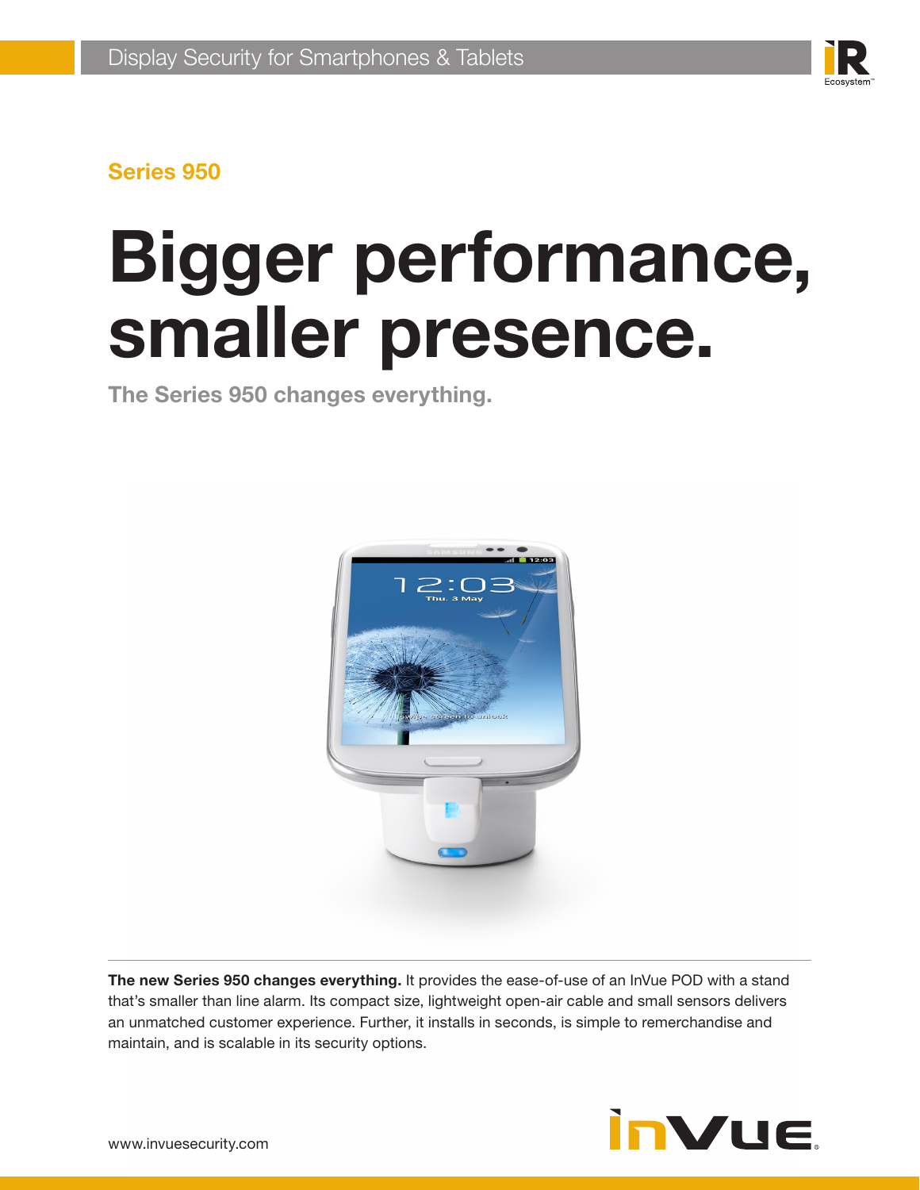Display Security for Smartphones & Tablets

## Series 950

# Bigger performance, smaller presence.

### The Series 950 changes everything.

**The new Series 950 changes everything.** It provides the ease-of-use of an InVue POD with a stand that's smaller than line alarm. Its compact size, lightweight open-air cable and small sensors delivers an unmatched customer experience. Further, it installs in seconds, is simple to remerchandise and maintain, and is scalable in its security options.

www.invuesecurity.com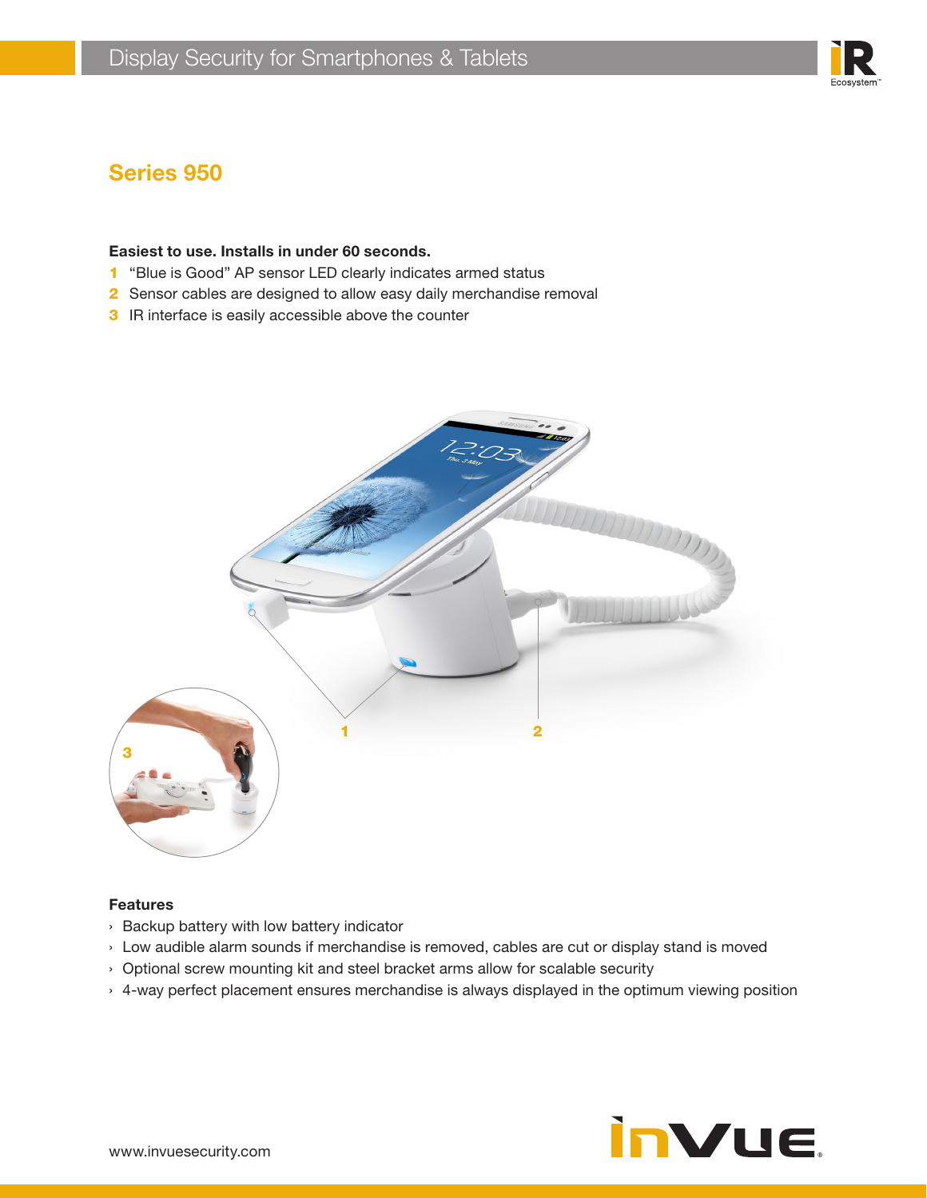# Display Security for Smartphones & Tablets

## Series 950

**Easiest to use. Installs in under 60 seconds.**

1. "Blue is Good" AP sensor LED clearly indicates armed status
2. Sensor cables are designed to allow easy daily merchandise removal
3. IR interface is easily accessible above the counter

### Features

- Backup battery with low battery indicator
- Low audible alarm sounds if merchandise is removed, cables are cut or display stand is moved
- Optional screw mounting kit and steel bracket arms allow for scalable security
- 4-way perfect placement ensures merchandise is always displayed in the optimum viewing position

www.invuesecurity.com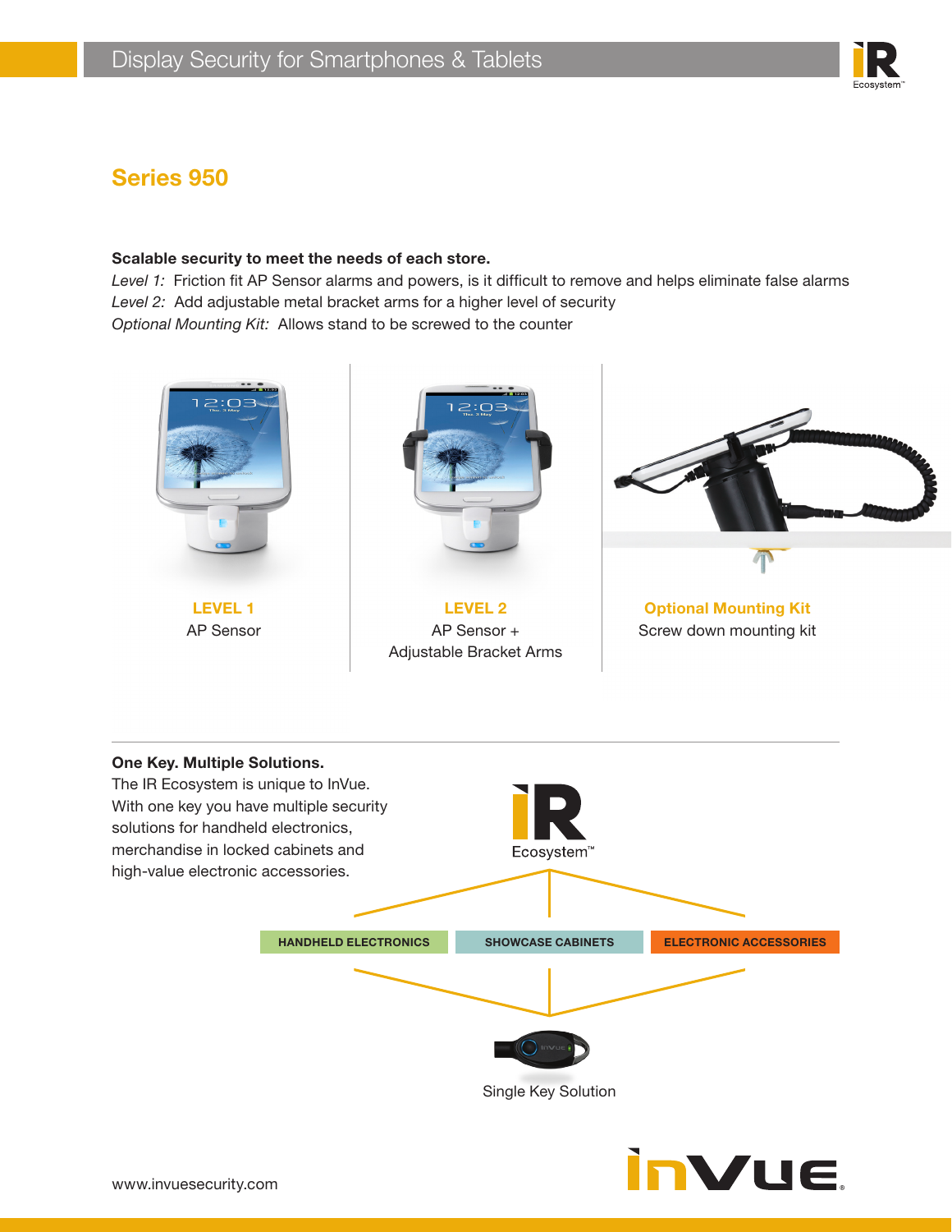# Display Security for Smartphones & Tablets

## Series 950

**Scalable security to meet the needs of each store.**

*Level 1:* Friction fit AP Sensor alarms and powers, is it difficult to remove and helps eliminate false alarms

*Level 2:* Add adjustable metal bracket arms for a higher level of security

*Optional Mounting Kit:* Allows stand to be screwed to the counter

**LEVEL 1**
AP Sensor

**LEVEL 2**
AP Sensor +
Adjustable Bracket Arms

**Optional Mounting Kit**
Screw down mounting kit

---

**One Key. Multiple Solutions.**

The IR Ecosystem is unique to InVue. With one key you have multiple security solutions for handheld electronics, merchandise in locked cabinets and high-value electronic accessories.

iR Ecosystem™

HANDHELD ELECTRONICS | SHOWCASE CABINETS | ELECTRONIC ACCESSORIES

Single Key Solution

www.invuesecurity.com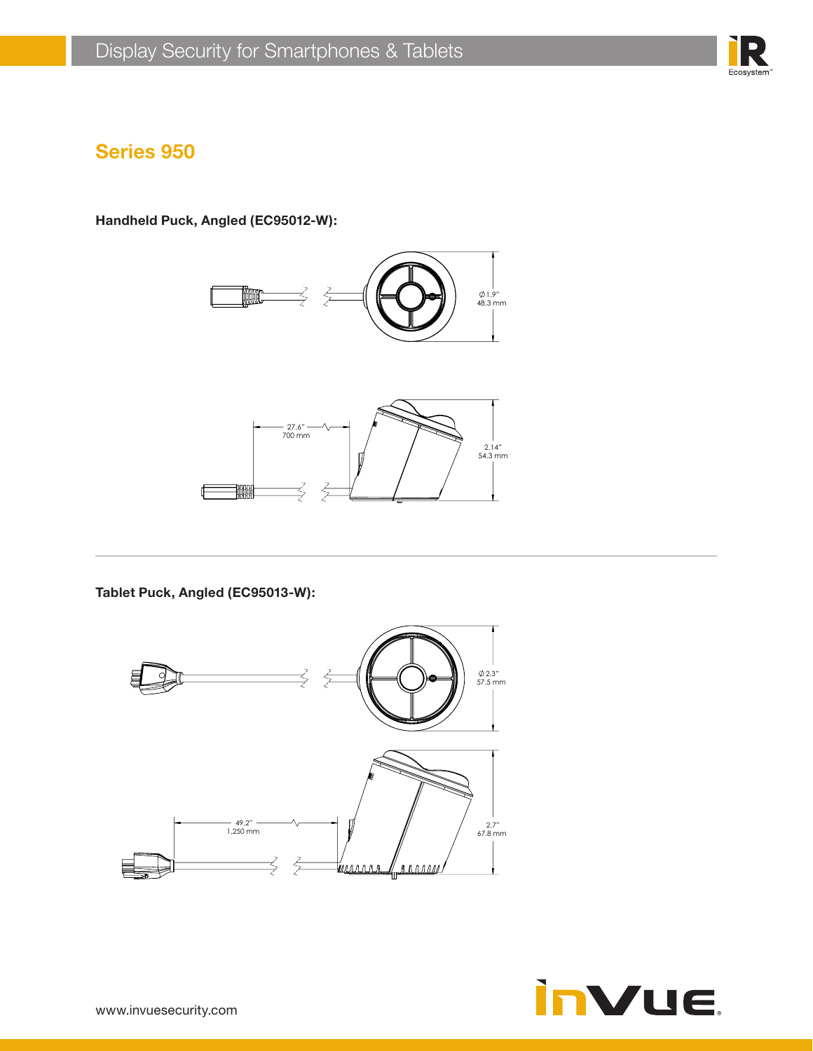## Series 950

**Handheld Puck, Angled (EC95012-W):**

Ø 1.9"
48.3 mm

27.6"
700 mm

2.14"
54.3 mm

**Tablet Puck, Angled (EC95013-W):**

Ø 2.3"
57.5 mm

49.2"
1,250 mm

2.7"
67.8 mm

www.invuesecurity.com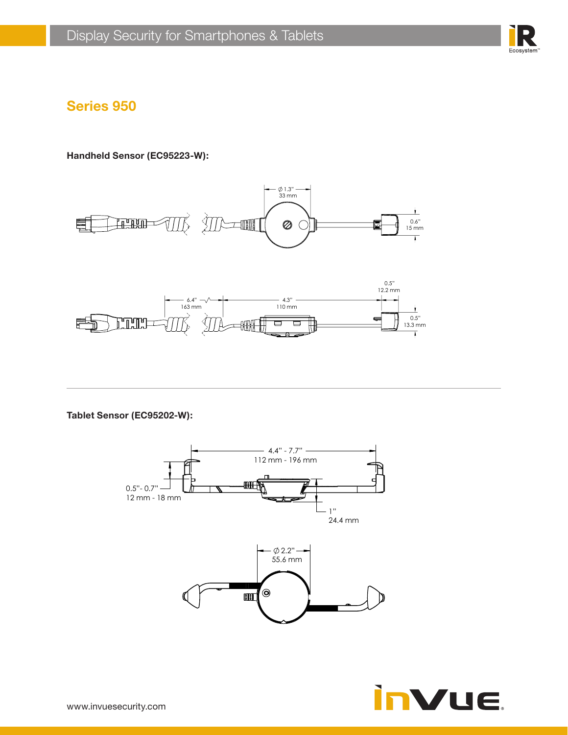## Series 950

**Handheld Sensor (EC95223-W):**

Ø 1.3"
33 mm

0.6"
15 mm

6.4"
163 mm

4.3"
110 mm

0.5"
12.2 mm

0.5"
13.3 mm

**Tablet Sensor (EC95202-W):**

4.4" - 7.7"
112 mm - 196 mm

0.5"- 0.7"
12 mm - 18 mm

1"
24.4 mm

Ø 2.2"
55.6 mm

www.invuesecurity.com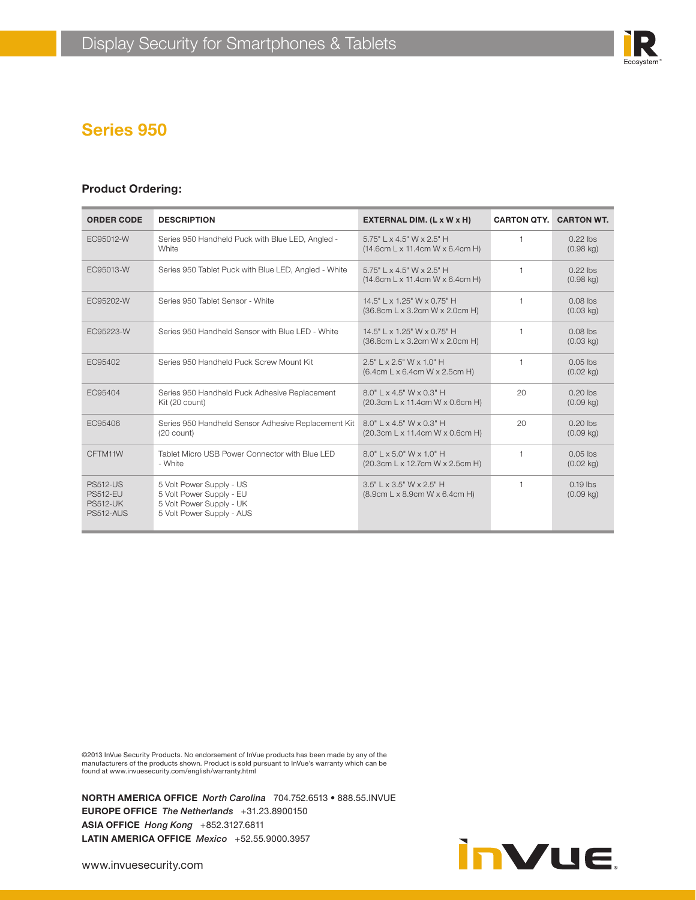## Series 950

### Product Ordering:

| ORDER CODE | DESCRIPTION | EXTERNAL DIM. (L x W x H) | CARTON QTY. | CARTON WT. |
|---|---|---|---|---|
| EC95012-W | Series 950 Handheld Puck with Blue LED, Angled - White | 5.75" L x 4.5" W x 2.5" H (14.6cm L x 11.4cm W x 6.4cm H) | 1 | 0.22 lbs (0.98 kg) |
| EC95013-W | Series 950 Tablet Puck with Blue LED, Angled - White | 5.75" L x 4.5" W x 2.5" H (14.6cm L x 11.4cm W x 6.4cm H) | 1 | 0.22 lbs (0.98 kg) |
| EC95202-W | Series 950 Tablet Sensor - White | 14.5" L x 1.25" W x 0.75" H (36.8cm L x 3.2cm W x 2.0cm H) | 1 | 0.08 lbs (0.03 kg) |
| EC95223-W | Series 950 Handheld Sensor with Blue LED - White | 14.5" L x 1.25" W x 0.75" H (36.8cm L x 3.2cm W x 2.0cm H) | 1 | 0.08 lbs (0.03 kg) |
| EC95402 | Series 950 Handheld Puck Screw Mount Kit | 2.5" L x 2.5" W x 1.0" H (6.4cm L x 6.4cm W x 2.5cm H) | 1 | 0.05 lbs (0.02 kg) |
| EC95404 | Series 950 Handheld Puck Adhesive Replacement Kit (20 count) | 8.0" L x 4.5" W x 0.3" H (20.3cm L x 11.4cm W x 0.6cm H) | 20 | 0.20 lbs (0.09 kg) |
| EC95406 | Series 950 Handheld Sensor Adhesive Replacement Kit (20 count) | 8.0" L x 4.5" W x 0.3" H (20.3cm L x 11.4cm W x 0.6cm H) | 20 | 0.20 lbs (0.09 kg) |
| CFTM11W | Tablet Micro USB Power Connector with Blue LED - White | 8.0" L x 5.0" W x 1.0" H (20.3cm L x 12.7cm W x 2.5cm H) | 1 | 0.05 lbs (0.02 kg) |
| PS512-US<br>PS512-EU<br>PS512-UK<br>PS512-AUS | 5 Volt Power Supply - US<br>5 Volt Power Supply - EU<br>5 Volt Power Supply - UK<br>5 Volt Power Supply - AUS | 3.5" L x 3.5" W x 2.5" H (8.9cm L x 8.9cm W x 6.4cm H) | 1 | 0.19 lbs (0.09 kg) |

©2013 InVue Security Products. No endorsement of InVue products has been made by any of the manufacturers of the products shown. Product is sold pursuant to InVue's warranty which can be found at www.invuesecurity.com/english/warranty.html

**NORTH AMERICA OFFICE** *North Carolina* 704.752.6513 • 888.55.INVUE
**EUROPE OFFICE** *The Netherlands* +31.23.8900150
**ASIA OFFICE** *Hong Kong* +852.3127.6811
**LATIN AMERICA OFFICE** *Mexico* +52.55.9000.3957

www.invuesecurity.com